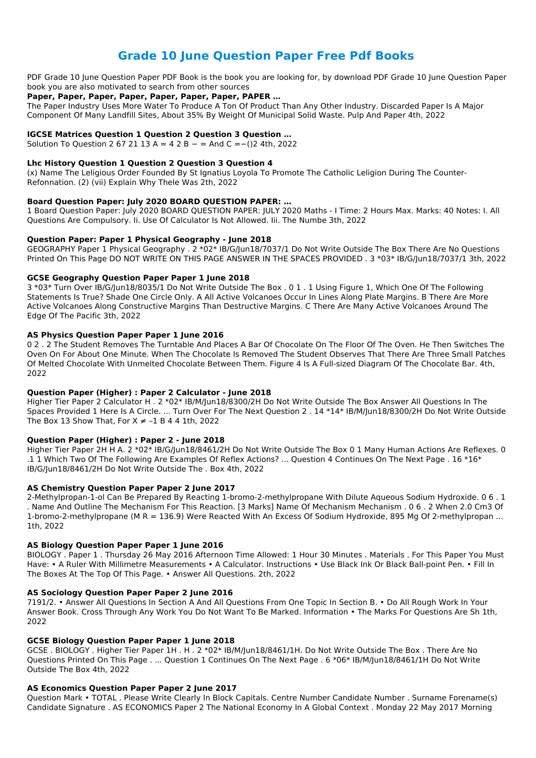# Grade 10 June Question Paper Free Pdf Books

PDF Grade 10 June Question Paper PDF Book is the book you are looking for, by download PDF Grade 10 June Question Paper book you are also motivated to search from other sources

### Paper, Paper, Paper, Paper, Paper, Paper, Paper, PAPER …

The Paper Industry Uses More Water To Produce A Ton Of Product Than Any Other Industry. Discarded Paper Is A Major Component Of Many Landfill Sites, About 35% By Weight Of Municipal Solid Waste. Pulp And Paper 4th, 2022

### IGCSE Matrices Question 1 Question 2 Question 3 Question …

Solution To Question 2 67 21 13 A = 4 2 B − = And C =−()2 4th, 2022

### Lhc History Question 1 Question 2 Question 3 Question 4

(x) Name The Leligious Order Founded By St Ignatius Loyola To Promote The Catholic Leligion During The Counter-Refonnation. (2) (vii) Explain Why Thele Was 2th, 2022

### Board Question Paper: July 2020 BOARD QUESTION PAPER: …

1 Board Question Paper: July 2020 BOARD QUESTION PAPER: JULY 2020 Maths - I Time: 2 Hours Max. Marks: 40 Notes: I. All Questions Are Compulsory. Ii. Use Of Calculator Is Not Allowed. Iii. The Numbe 3th, 2022

### Question Paper: Paper 1 Physical Geography - June 2018

GEOGRAPHY Paper 1 Physical Geography . 2 *02* IB/G/Jun18/7037/1 Do Not Write Outside The Box There Are No Questions Printed On This Page DO NOT WRITE ON THIS PAGE ANSWER IN THE SPACES PROVIDED . 3 *03* IB/G/Jun18/7037/1 3th, 2022

### GCSE Geography Question Paper Paper 1 June 2018

3 *03* Turn Over IB/G/Jun18/8035/1 Do Not Write Outside The Box . 0 1 . 1 Using Figure 1, Which One Of The Following Statements Is True? Shade One Circle Only. A All Active Volcanoes Occur In Lines Along Plate Margins. B There Are More Active Volcanoes Along Constructive Margins Than Destructive Margins. C There Are Many Active Volcanoes Around The Edge Of The Pacific 3th, 2022

### AS Physics Question Paper Paper 1 June 2016

0 2 . 2 The Student Removes The Turntable And Places A Bar Of Chocolate On The Floor Of The Oven. He Then Switches The Oven On For About One Minute. When The Chocolate Is Removed The Student Observes That There Are Three Small Patches Of Melted Chocolate With Unmelted Chocolate Between Them. Figure 4 Is A Full-sized Diagram Of The Chocolate Bar. 4th, 2022

### Question Paper (Higher) : Paper 2 Calculator - June 2018

Higher Tier Paper 2 Calculator H . 2 *02* IB/M/Jun18/8300/2H Do Not Write Outside The Box Answer All Questions In The Spaces Provided 1 Here Is A Circle. ... Turn Over For The Next Question 2 . 14 *14* IB/M/Jun18/8300/2H Do Not Write Outside The Box 13 Show That, For $X \neq -1$ B 4 4 1th, 2022

### Question Paper (Higher) : Paper 2 - June 2018

Higher Tier Paper 2H H A. 2 *02* IB/G/Jun18/8461/2H Do Not Write Outside The Box 0 1 Many Human Actions Are Reflexes. 0 .1 1 Which Two Of The Following Are Examples Of Reflex Actions? ... Question 4 Continues On The Next Page . 16 *16* IB/G/Jun18/8461/2H Do Not Write Outside The . Box 4th, 2022

### AS Chemistry Question Paper Paper 2 June 2017

2-Methylpropan-1-ol Can Be Prepared By Reacting 1-bromo-2-methylpropane With Dilute Aqueous Sodium Hydroxide. 0 6 . 1 . Name And Outline The Mechanism For This Reaction. [3 Marks] Name Of Mechanism Mechanism . 0 6 . 2 When 2.0 Cm3 Of 1-bromo-2-methylpropane (M R = 136.9) Were Reacted With An Excess Of Sodium Hydroxide, 895 Mg Of 2-methylpropan ... 1th, 2022

### AS Biology Question Paper Paper 1 June 2016

BIOLOGY . Paper 1 . Thursday 26 May 2016 Afternoon Time Allowed: 1 Hour 30 Minutes . Materials . For This Paper You Must Have: • A Ruler With Millimetre Measurements • A Calculator. Instructions • Use Black Ink Or Black Ball-point Pen. • Fill In The Boxes At The Top Of This Page. • Answer All Questions. 2th, 2022

### AS Sociology Question Paper Paper 2 June 2016

7191/2. • Answer All Questions In Section A And All Questions From One Topic In Section B. • Do All Rough Work In Your Answer Book. Cross Through Any Work You Do Not Want To Be Marked. Information • The Marks For Questions Are Sh 1th, 2022

### GCSE Biology Question Paper Paper 1 June 2018

GCSE . BIOLOGY . Higher Tier Paper 1H . H . 2 *02* IB/M/Jun18/8461/1H. Do Not Write Outside The Box . There Are No Questions Printed On This Page . ... Question 1 Continues On The Next Page . 6 *06* IB/M/Jun18/8461/1H Do Not Write Outside The Box 4th, 2022

### AS Economics Question Paper Paper 2 June 2017

Question Mark • TOTAL . Please Write Clearly In Block Capitals. Centre Number Candidate Number . Surname Forename(s) Candidate Signature . AS ECONOMICS Paper 2 The National Economy In A Global Context . Monday 22 May 2017 Morning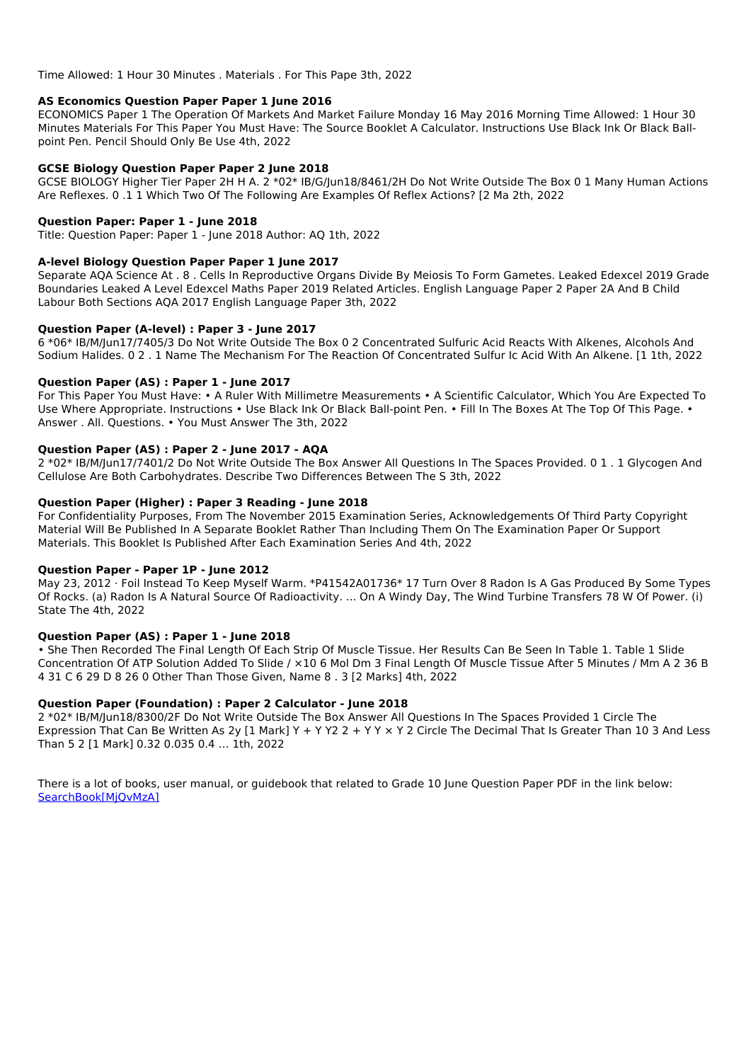Time Allowed: 1 Hour 30 Minutes . Materials . For This Pape 3th, 2022

### AS Economics Question Paper Paper 1 June 2016

ECONOMICS Paper 1 The Operation Of Markets And Market Failure Monday 16 May 2016 Morning Time Allowed: 1 Hour 30 Minutes Materials For This Paper You Must Have: The Source Booklet A Calculator. Instructions Use Black Ink Or Black Ball-point Pen. Pencil Should Only Be Use 4th, 2022

### GCSE Biology Question Paper Paper 2 June 2018

GCSE BIOLOGY Higher Tier Paper 2H H A. 2 *02* IB/G/Jun18/8461/2H Do Not Write Outside The Box 0 1 Many Human Actions Are Reflexes. 0 .1 1 Which Two Of The Following Are Examples Of Reflex Actions? [2 Ma 2th, 2022

### Question Paper: Paper 1 - June 2018

Title: Question Paper: Paper 1 - June 2018 Author: AQ 1th, 2022

### A-level Biology Question Paper Paper 1 June 2017

Separate AQA Science At . 8 . Cells In Reproductive Organs Divide By Meiosis To Form Gametes. Leaked Edexcel 2019 Grade Boundaries Leaked A Level Edexcel Maths Paper 2019 Related Articles. English Language Paper 2 Paper 2A And B Child Labour Both Sections AQA 2017 English Language Paper 3th, 2022

### Question Paper (A-level) : Paper 3 - June 2017

6 *06* IB/M/Jun17/7405/3 Do Not Write Outside The Box 0 2 Concentrated Sulfuric Acid Reacts With Alkenes, Alcohols And Sodium Halides. 0 2 . 1 Name The Mechanism For The Reaction Of Concentrated Sulfur Ic Acid With An Alkene. [1 1th, 2022

### Question Paper (AS) : Paper 1 - June 2017

For This Paper You Must Have: • A Ruler With Millimetre Measurements • A Scientific Calculator, Which You Are Expected To Use Where Appropriate. Instructions • Use Black Ink Or Black Ball-point Pen. • Fill In The Boxes At The Top Of This Page. • Answer . All. Questions. • You Must Answer The 3th, 2022

### Question Paper (AS) : Paper 2 - June 2017 - AQA

2 *02* IB/M/Jun17/7401/2 Do Not Write Outside The Box Answer All Questions In The Spaces Provided. 0 1 . 1 Glycogen And Cellulose Are Both Carbohydrates. Describe Two Differences Between The S 3th, 2022

### Question Paper (Higher) : Paper 3 Reading - June 2018

For Confidentiality Purposes, From The November 2015 Examination Series, Acknowledgements Of Third Party Copyright Material Will Be Published In A Separate Booklet Rather Than Including Them On The Examination Paper Or Support Materials. This Booklet Is Published After Each Examination Series And 4th, 2022

### Question Paper - Paper 1P - June 2012

May 23, 2012 · Foil Instead To Keep Myself Warm. *P41542A01736* 17 Turn Over 8 Radon Is A Gas Produced By Some Types Of Rocks. (a) Radon Is A Natural Source Of Radioactivity. ... On A Windy Day, The Wind Turbine Transfers 78 W Of Power. (i) State The 4th, 2022

### Question Paper (AS) : Paper 1 - June 2018

• She Then Recorded The Final Length Of Each Strip Of Muscle Tissue. Her Results Can Be Seen In Table 1. Table 1 Slide Concentration Of ATP Solution Added To Slide / ×10 6 Mol Dm 3 Final Length Of Muscle Tissue After 5 Minutes / Mm A 2 36 B 4 31 C 6 29 D 8 26 0 Other Than Those Given, Name 8 . 3 [2 Marks] 4th, 2022

### Question Paper (Foundation) : Paper 2 Calculator - June 2018

2 *02* IB/M/Jun18/8300/2F Do Not Write Outside The Box Answer All Questions In The Spaces Provided 1 Circle The Expression That Can Be Written As 2y [1 Mark] Y + Y Y2 2 + Y Y × Y 2 Circle The Decimal That Is Greater Than 10 3 And Less Than 5 2 [1 Mark] 0.32 0.035 0.4 … 1th, 2022

There is a lot of books, user manual, or guidebook that related to Grade 10 June Question Paper PDF in the link below:
SearchBook[MjQvMzA]